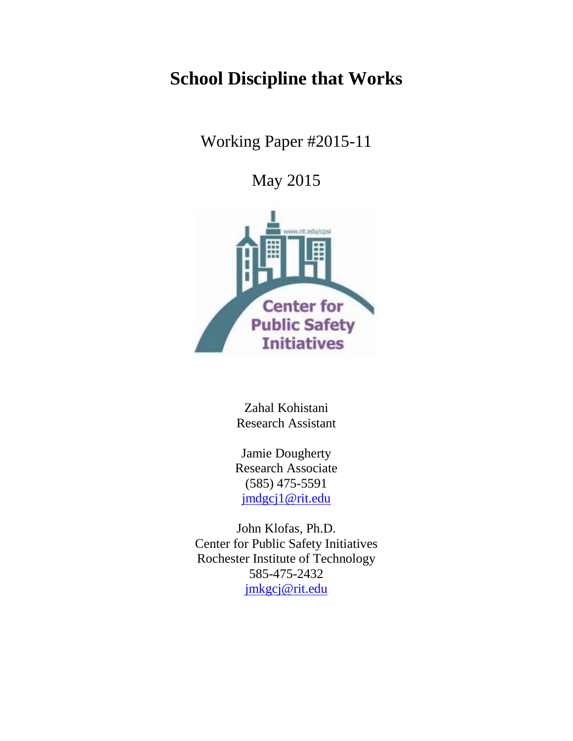# School Discipline that Works

Working Paper #2015-11

May 2015

Zahal Kohistani
Research Assistant

Jamie Dougherty
Research Associate
(585) 475-5591
jmdgcj1@rit.edu

John Klofas, Ph.D.
Center for Public Safety Initiatives
Rochester Institute of Technology
585-475-2432
jmkgcj@rit.edu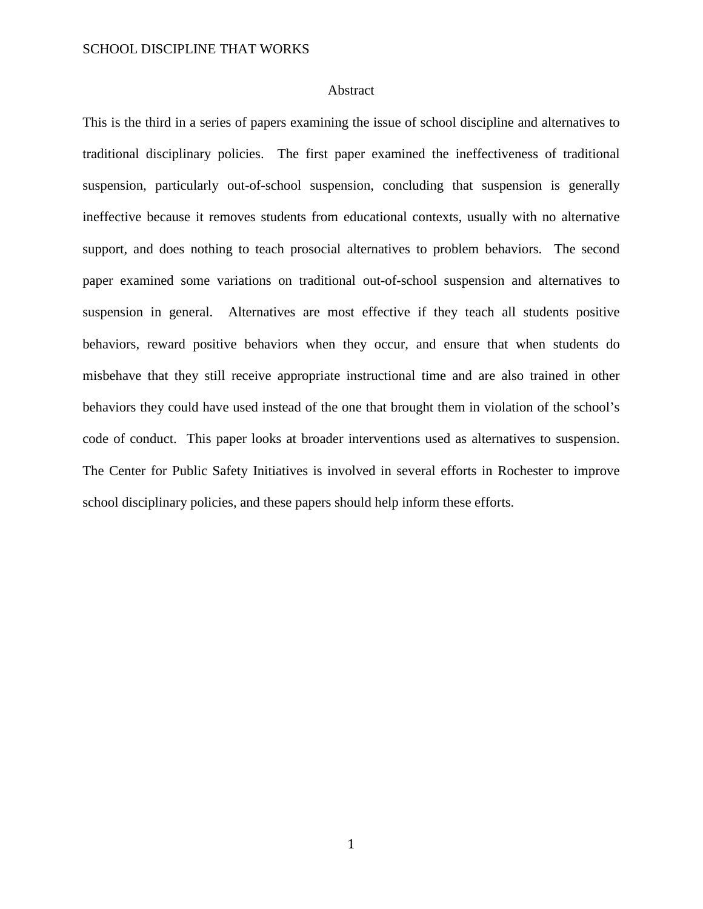# Abstract

This is the third in a series of papers examining the issue of school discipline and alternatives to traditional disciplinary policies. The first paper examined the ineffectiveness of traditional suspension, particularly out-of-school suspension, concluding that suspension is generally ineffective because it removes students from educational contexts, usually with no alternative support, and does nothing to teach prosocial alternatives to problem behaviors. The second paper examined some variations on traditional out-of-school suspension and alternatives to suspension in general. Alternatives are most effective if they teach all students positive behaviors, reward positive behaviors when they occur, and ensure that when students do misbehave that they still receive appropriate instructional time and are also trained in other behaviors they could have used instead of the one that brought them in violation of the school's code of conduct. This paper looks at broader interventions used as alternatives to suspension. The Center for Public Safety Initiatives is involved in several efforts in Rochester to improve school disciplinary policies, and these papers should help inform these efforts.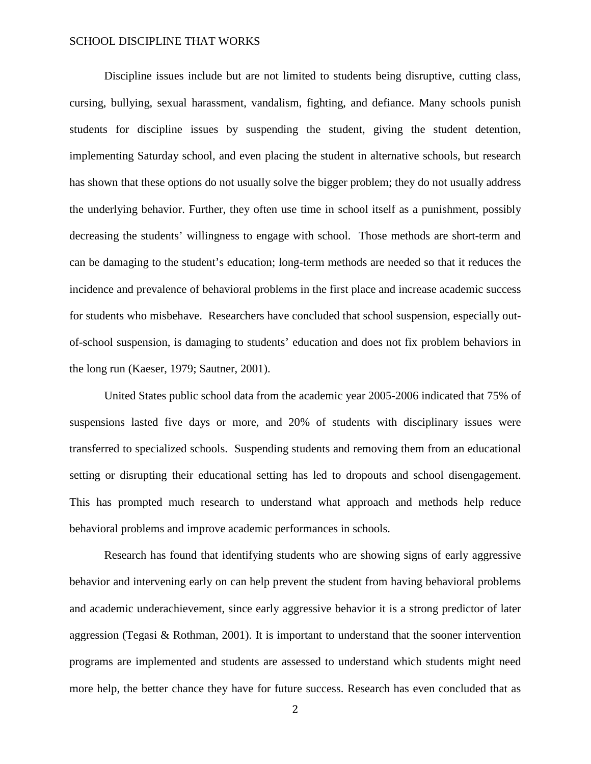Discipline issues include but are not limited to students being disruptive, cutting class, cursing, bullying, sexual harassment, vandalism, fighting, and defiance. Many schools punish students for discipline issues by suspending the student, giving the student detention, implementing Saturday school, and even placing the student in alternative schools, but research has shown that these options do not usually solve the bigger problem; they do not usually address the underlying behavior. Further, they often use time in school itself as a punishment, possibly decreasing the students' willingness to engage with school. Those methods are short-term and can be damaging to the student's education; long-term methods are needed so that it reduces the incidence and prevalence of behavioral problems in the first place and increase academic success for students who misbehave. Researchers have concluded that school suspension, especially out-of-school suspension, is damaging to students' education and does not fix problem behaviors in the long run (Kaeser, 1979; Sautner, 2001).

United States public school data from the academic year 2005-2006 indicated that 75% of suspensions lasted five days or more, and 20% of students with disciplinary issues were transferred to specialized schools. Suspending students and removing them from an educational setting or disrupting their educational setting has led to dropouts and school disengagement. This has prompted much research to understand what approach and methods help reduce behavioral problems and improve academic performances in schools.

Research has found that identifying students who are showing signs of early aggressive behavior and intervening early on can help prevent the student from having behavioral problems and academic underachievement, since early aggressive behavior it is a strong predictor of later aggression (Tegasi & Rothman, 2001). It is important to understand that the sooner intervention programs are implemented and students are assessed to understand which students might need more help, the better chance they have for future success. Research has even concluded that as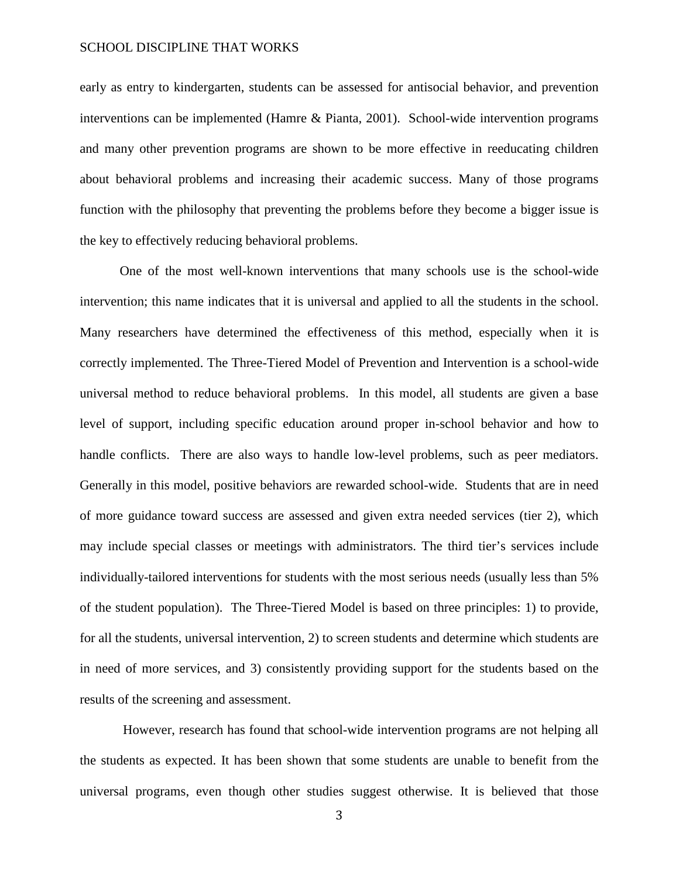early as entry to kindergarten, students can be assessed for antisocial behavior, and prevention interventions can be implemented (Hamre & Pianta, 2001). School-wide intervention programs and many other prevention programs are shown to be more effective in reeducating children about behavioral problems and increasing their academic success. Many of those programs function with the philosophy that preventing the problems before they become a bigger issue is the key to effectively reducing behavioral problems.

One of the most well-known interventions that many schools use is the school-wide intervention; this name indicates that it is universal and applied to all the students in the school. Many researchers have determined the effectiveness of this method, especially when it is correctly implemented. The Three-Tiered Model of Prevention and Intervention is a school-wide universal method to reduce behavioral problems. In this model, all students are given a base level of support, including specific education around proper in-school behavior and how to handle conflicts. There are also ways to handle low-level problems, such as peer mediators. Generally in this model, positive behaviors are rewarded school-wide. Students that are in need of more guidance toward success are assessed and given extra needed services (tier 2), which may include special classes or meetings with administrators. The third tier's services include individually-tailored interventions for students with the most serious needs (usually less than 5% of the student population). The Three-Tiered Model is based on three principles: 1) to provide, for all the students, universal intervention, 2) to screen students and determine which students are in need of more services, and 3) consistently providing support for the students based on the results of the screening and assessment.

However, research has found that school-wide intervention programs are not helping all the students as expected. It has been shown that some students are unable to benefit from the universal programs, even though other studies suggest otherwise. It is believed that those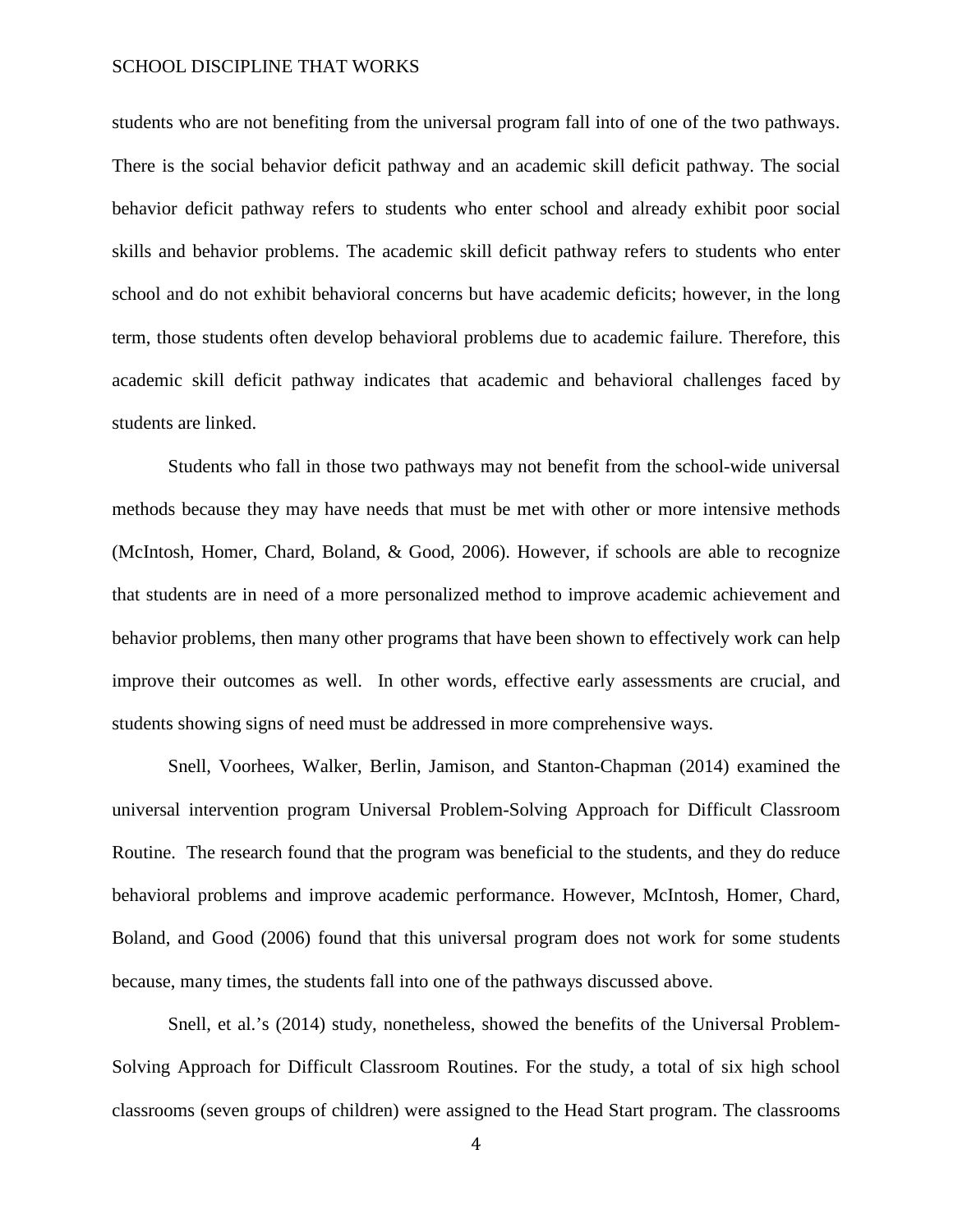students who are not benefiting from the universal program fall into of one of the two pathways. There is the social behavior deficit pathway and an academic skill deficit pathway. The social behavior deficit pathway refers to students who enter school and already exhibit poor social skills and behavior problems. The academic skill deficit pathway refers to students who enter school and do not exhibit behavioral concerns but have academic deficits; however, in the long term, those students often develop behavioral problems due to academic failure. Therefore, this academic skill deficit pathway indicates that academic and behavioral challenges faced by students are linked.

Students who fall in those two pathways may not benefit from the school-wide universal methods because they may have needs that must be met with other or more intensive methods (McIntosh, Homer, Chard, Boland, & Good, 2006). However, if schools are able to recognize that students are in need of a more personalized method to improve academic achievement and behavior problems, then many other programs that have been shown to effectively work can help improve their outcomes as well. In other words, effective early assessments are crucial, and students showing signs of need must be addressed in more comprehensive ways.

Snell, Voorhees, Walker, Berlin, Jamison, and Stanton-Chapman (2014) examined the universal intervention program Universal Problem-Solving Approach for Difficult Classroom Routine. The research found that the program was beneficial to the students, and they do reduce behavioral problems and improve academic performance. However, McIntosh, Homer, Chard, Boland, and Good (2006) found that this universal program does not work for some students because, many times, the students fall into one of the pathways discussed above.

Snell, et al.'s (2014) study, nonetheless, showed the benefits of the Universal Problem-Solving Approach for Difficult Classroom Routines. For the study, a total of six high school classrooms (seven groups of children) were assigned to the Head Start program. The classrooms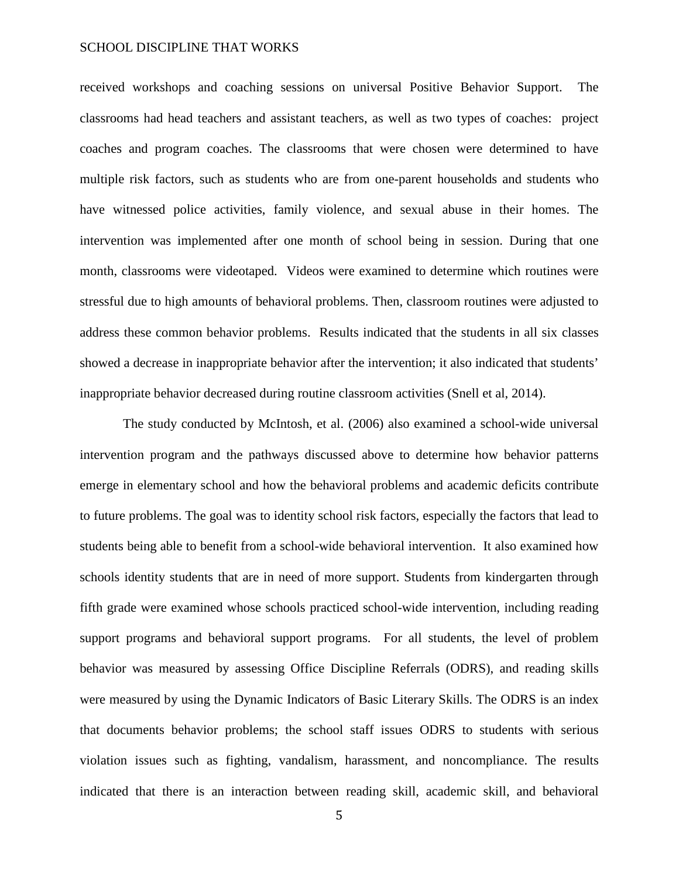received workshops and coaching sessions on universal Positive Behavior Support. The classrooms had head teachers and assistant teachers, as well as two types of coaches: project coaches and program coaches. The classrooms that were chosen were determined to have multiple risk factors, such as students who are from one-parent households and students who have witnessed police activities, family violence, and sexual abuse in their homes. The intervention was implemented after one month of school being in session. During that one month, classrooms were videotaped. Videos were examined to determine which routines were stressful due to high amounts of behavioral problems. Then, classroom routines were adjusted to address these common behavior problems. Results indicated that the students in all six classes showed a decrease in inappropriate behavior after the intervention; it also indicated that students' inappropriate behavior decreased during routine classroom activities (Snell et al, 2014).

The study conducted by McIntosh, et al. (2006) also examined a school-wide universal intervention program and the pathways discussed above to determine how behavior patterns emerge in elementary school and how the behavioral problems and academic deficits contribute to future problems. The goal was to identity school risk factors, especially the factors that lead to students being able to benefit from a school-wide behavioral intervention. It also examined how schools identity students that are in need of more support. Students from kindergarten through fifth grade were examined whose schools practiced school-wide intervention, including reading support programs and behavioral support programs. For all students, the level of problem behavior was measured by assessing Office Discipline Referrals (ODRS), and reading skills were measured by using the Dynamic Indicators of Basic Literary Skills. The ODRS is an index that documents behavior problems; the school staff issues ODRS to students with serious violation issues such as fighting, vandalism, harassment, and noncompliance. The results indicated that there is an interaction between reading skill, academic skill, and behavioral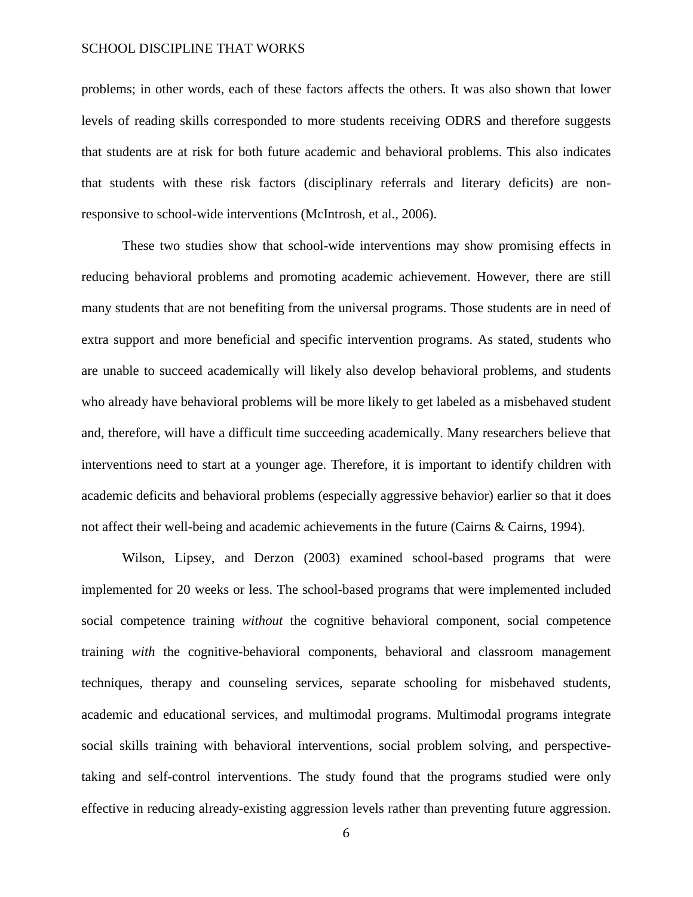problems; in other words, each of these factors affects the others. It was also shown that lower levels of reading skills corresponded to more students receiving ODRS and therefore suggests that students are at risk for both future academic and behavioral problems. This also indicates that students with these risk factors (disciplinary referrals and literary deficits) are non-responsive to school-wide interventions (McIntrosh, et al., 2006).

These two studies show that school-wide interventions may show promising effects in reducing behavioral problems and promoting academic achievement. However, there are still many students that are not benefiting from the universal programs. Those students are in need of extra support and more beneficial and specific intervention programs. As stated, students who are unable to succeed academically will likely also develop behavioral problems, and students who already have behavioral problems will be more likely to get labeled as a misbehaved student and, therefore, will have a difficult time succeeding academically. Many researchers believe that interventions need to start at a younger age. Therefore, it is important to identify children with academic deficits and behavioral problems (especially aggressive behavior) earlier so that it does not affect their well-being and academic achievements in the future (Cairns & Cairns, 1994).

Wilson, Lipsey, and Derzon (2003) examined school-based programs that were implemented for 20 weeks or less. The school-based programs that were implemented included social competence training *without* the cognitive behavioral component, social competence training *with* the cognitive-behavioral components, behavioral and classroom management techniques, therapy and counseling services, separate schooling for misbehaved students, academic and educational services, and multimodal programs. Multimodal programs integrate social skills training with behavioral interventions, social problem solving, and perspective-taking and self-control interventions. The study found that the programs studied were only effective in reducing already-existing aggression levels rather than preventing future aggression.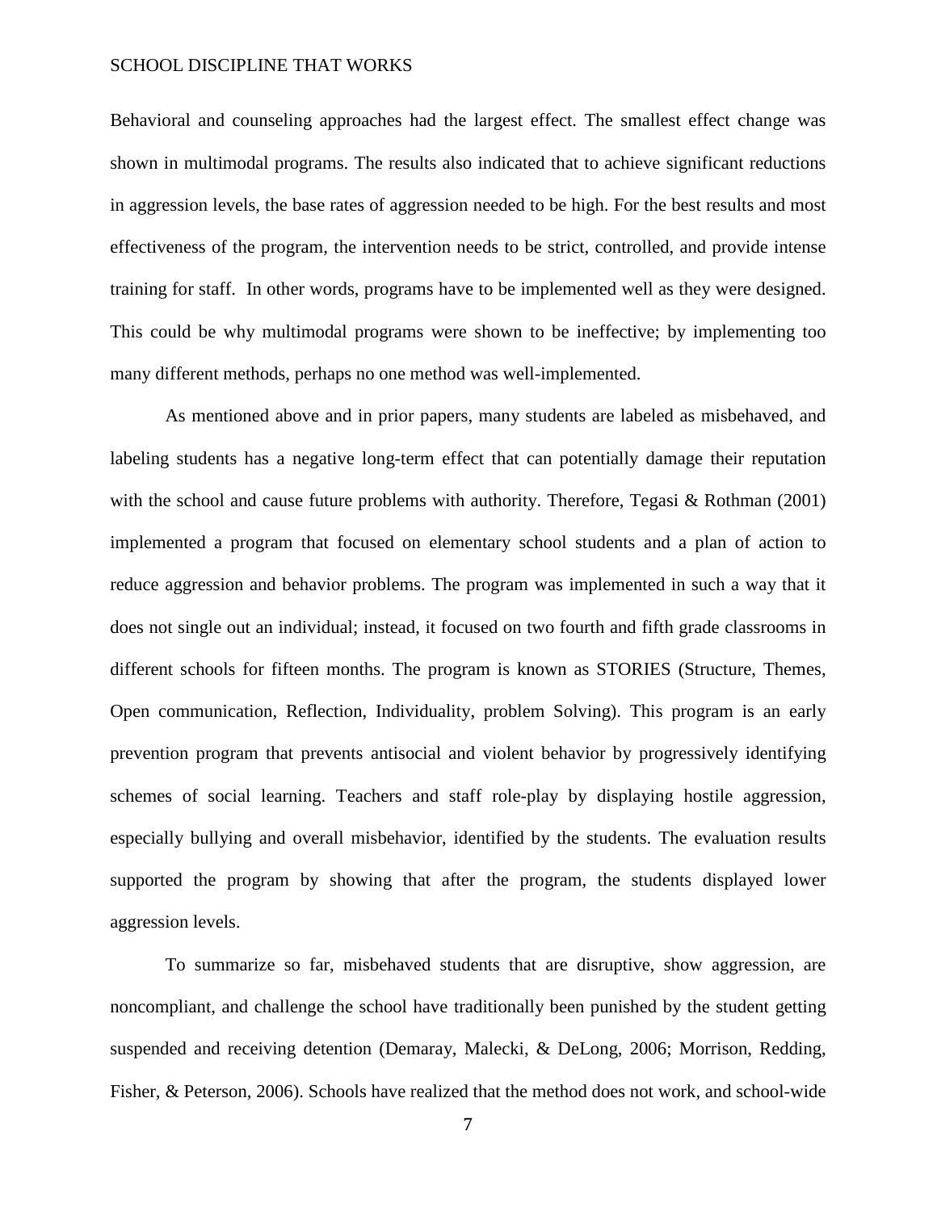Behavioral and counseling approaches had the largest effect. The smallest effect change was shown in multimodal programs. The results also indicated that to achieve significant reductions in aggression levels, the base rates of aggression needed to be high. For the best results and most effectiveness of the program, the intervention needs to be strict, controlled, and provide intense training for staff. In other words, programs have to be implemented well as they were designed. This could be why multimodal programs were shown to be ineffective; by implementing too many different methods, perhaps no one method was well-implemented.

As mentioned above and in prior papers, many students are labeled as misbehaved, and labeling students has a negative long-term effect that can potentially damage their reputation with the school and cause future problems with authority. Therefore, Tegasi & Rothman (2001) implemented a program that focused on elementary school students and a plan of action to reduce aggression and behavior problems. The program was implemented in such a way that it does not single out an individual; instead, it focused on two fourth and fifth grade classrooms in different schools for fifteen months. The program is known as STORIES (Structure, Themes, Open communication, Reflection, Individuality, problem Solving). This program is an early prevention program that prevents antisocial and violent behavior by progressively identifying schemes of social learning. Teachers and staff role-play by displaying hostile aggression, especially bullying and overall misbehavior, identified by the students. The evaluation results supported the program by showing that after the program, the students displayed lower aggression levels.

To summarize so far, misbehaved students that are disruptive, show aggression, are noncompliant, and challenge the school have traditionally been punished by the student getting suspended and receiving detention (Demaray, Malecki, & DeLong, 2006; Morrison, Redding, Fisher, & Peterson, 2006). Schools have realized that the method does not work, and school-wide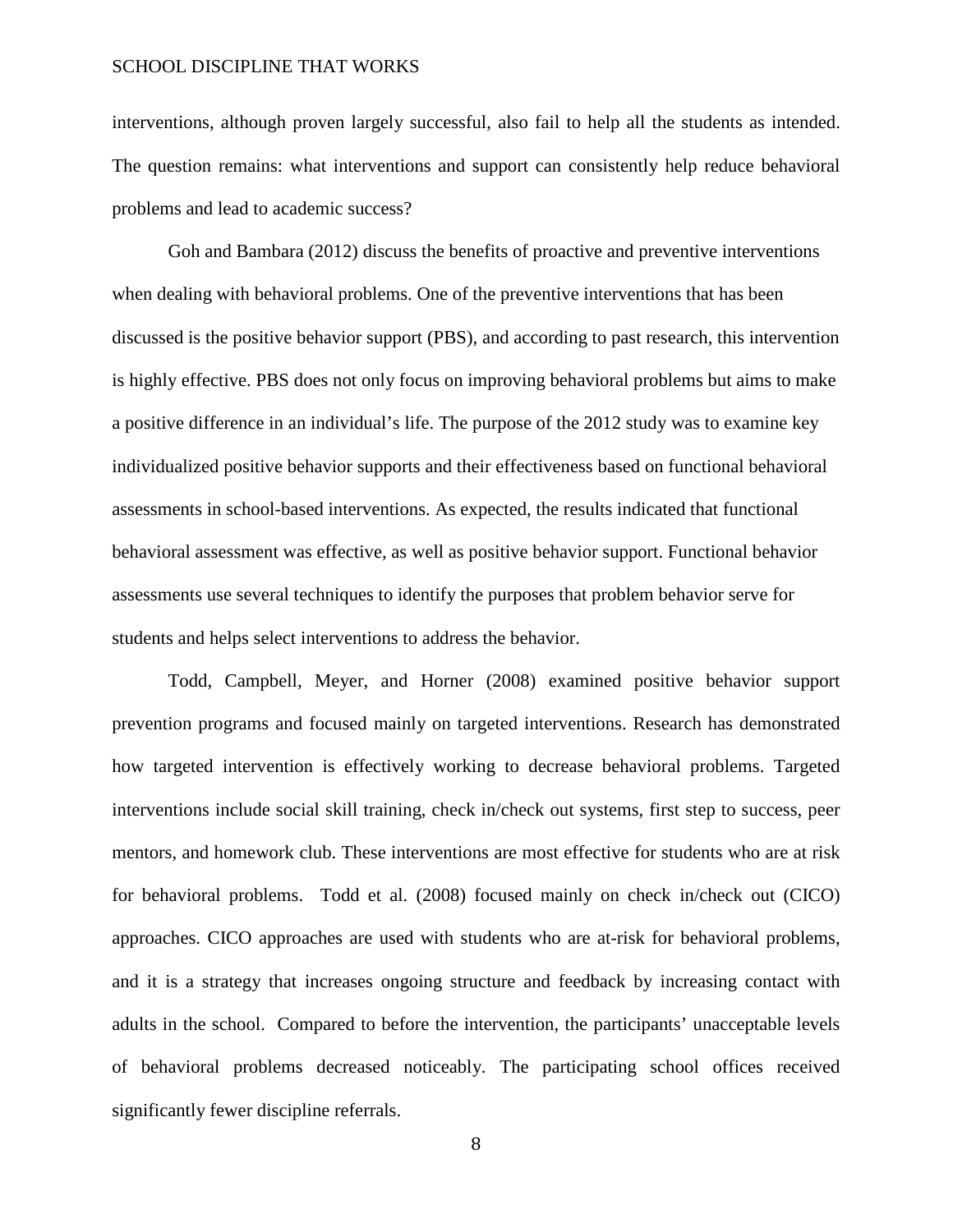interventions, although proven largely successful, also fail to help all the students as intended. The question remains: what interventions and support can consistently help reduce behavioral problems and lead to academic success?

Goh and Bambara (2012) discuss the benefits of proactive and preventive interventions when dealing with behavioral problems. One of the preventive interventions that has been discussed is the positive behavior support (PBS), and according to past research, this intervention is highly effective. PBS does not only focus on improving behavioral problems but aims to make a positive difference in an individual's life. The purpose of the 2012 study was to examine key individualized positive behavior supports and their effectiveness based on functional behavioral assessments in school-based interventions. As expected, the results indicated that functional behavioral assessment was effective, as well as positive behavior support. Functional behavior assessments use several techniques to identify the purposes that problem behavior serve for students and helps select interventions to address the behavior.

Todd, Campbell, Meyer, and Horner (2008) examined positive behavior support prevention programs and focused mainly on targeted interventions. Research has demonstrated how targeted intervention is effectively working to decrease behavioral problems. Targeted interventions include social skill training, check in/check out systems, first step to success, peer mentors, and homework club. These interventions are most effective for students who are at risk for behavioral problems. Todd et al. (2008) focused mainly on check in/check out (CICO) approaches. CICO approaches are used with students who are at-risk for behavioral problems, and it is a strategy that increases ongoing structure and feedback by increasing contact with adults in the school. Compared to before the intervention, the participants' unacceptable levels of behavioral problems decreased noticeably. The participating school offices received significantly fewer discipline referrals.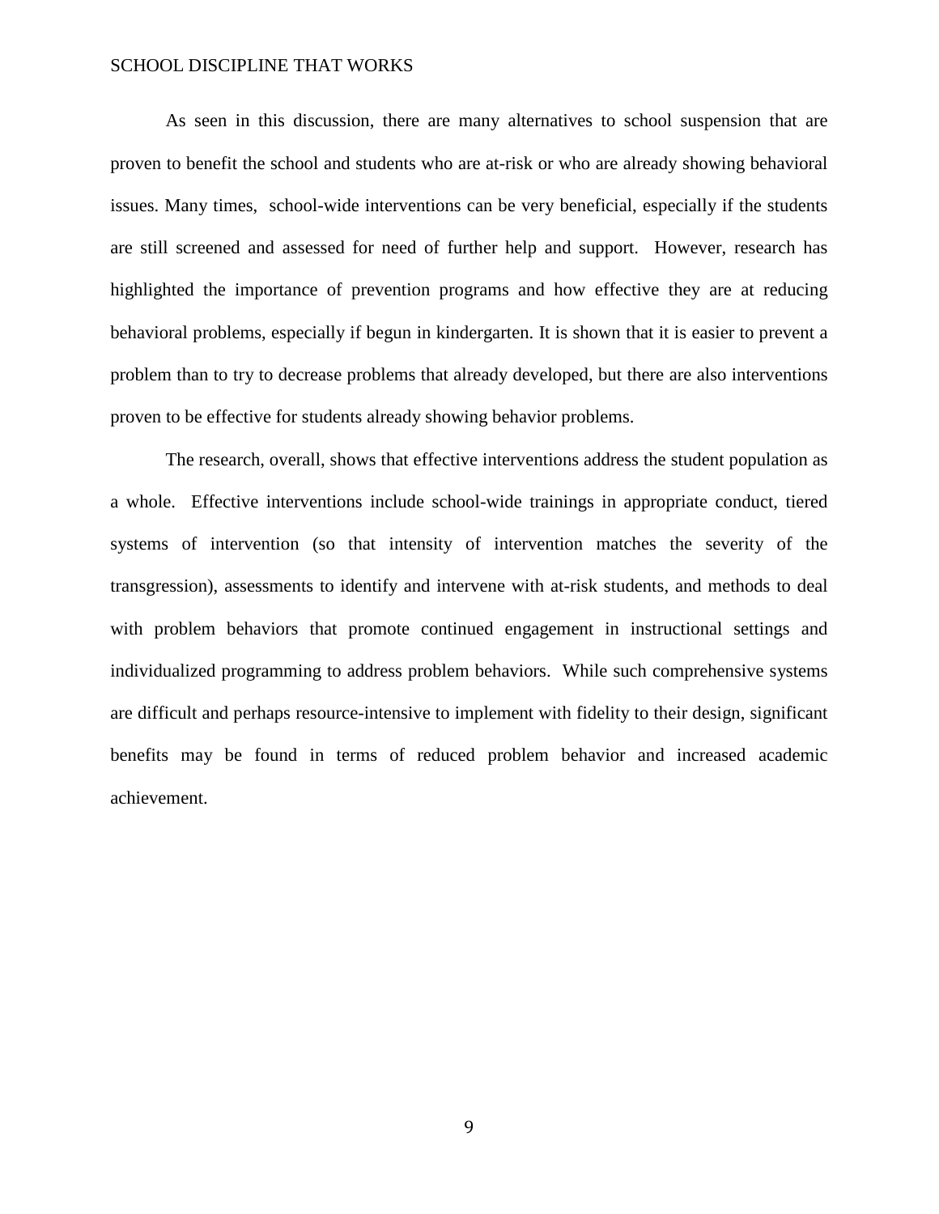As seen in this discussion, there are many alternatives to school suspension that are proven to benefit the school and students who are at-risk or who are already showing behavioral issues. Many times, school-wide interventions can be very beneficial, especially if the students are still screened and assessed for need of further help and support. However, research has highlighted the importance of prevention programs and how effective they are at reducing behavioral problems, especially if begun in kindergarten. It is shown that it is easier to prevent a problem than to try to decrease problems that already developed, but there are also interventions proven to be effective for students already showing behavior problems.

The research, overall, shows that effective interventions address the student population as a whole. Effective interventions include school-wide trainings in appropriate conduct, tiered systems of intervention (so that intensity of intervention matches the severity of the transgression), assessments to identify and intervene with at-risk students, and methods to deal with problem behaviors that promote continued engagement in instructional settings and individualized programming to address problem behaviors. While such comprehensive systems are difficult and perhaps resource-intensive to implement with fidelity to their design, significant benefits may be found in terms of reduced problem behavior and increased academic achievement.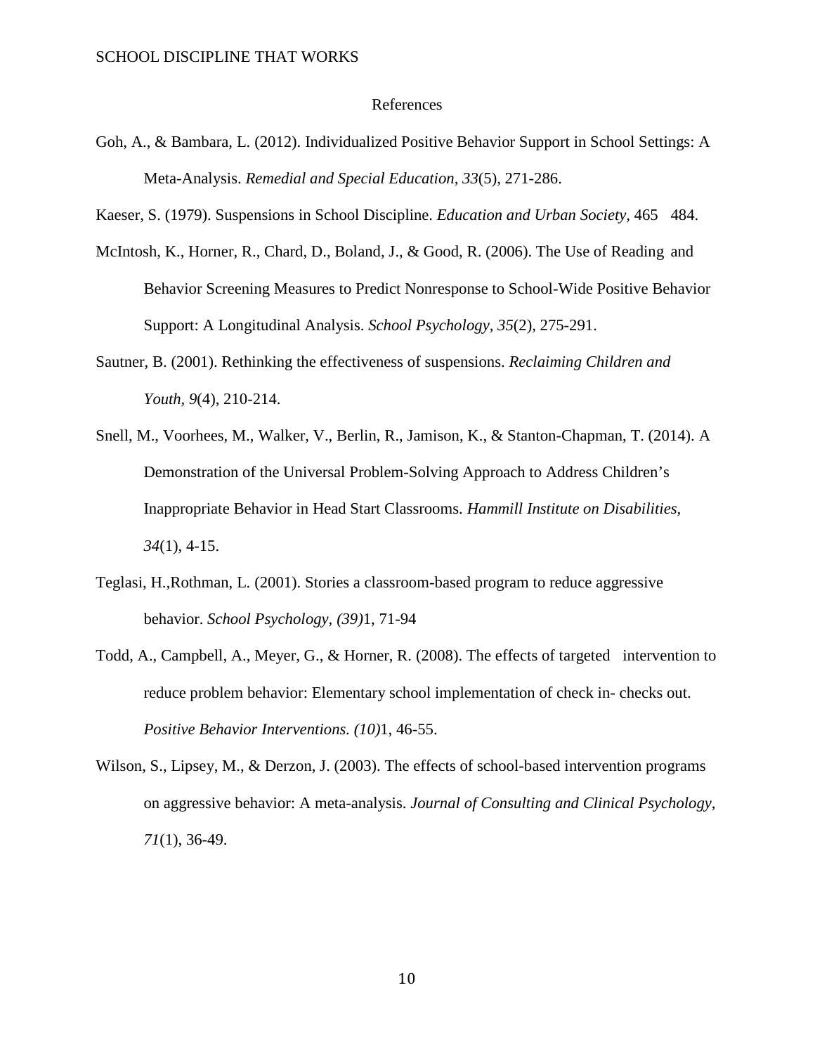# References

Goh, A., & Bambara, L. (2012). Individualized Positive Behavior Support in School Settings: A Meta-Analysis. *Remedial and Special Education*, *33*(5), 271-286.

Kaeser, S. (1979). Suspensions in School Discipline. *Education and Urban Society,* 465 484.

McIntosh, K., Horner, R., Chard, D., Boland, J., & Good, R. (2006). The Use of Reading and Behavior Screening Measures to Predict Nonresponse to School-Wide Positive Behavior Support: A Longitudinal Analysis. *School Psychology*, *35*(2), 275-291.

Sautner, B. (2001). Rethinking the effectiveness of suspensions. *Reclaiming Children and Youth, 9*(4), 210-214.

Snell, M., Voorhees, M., Walker, V., Berlin, R., Jamison, K., & Stanton-Chapman, T. (2014). A Demonstration of the Universal Problem-Solving Approach to Address Children's Inappropriate Behavior in Head Start Classrooms. *Hammill Institute on Disabilities, 34*(1), 4-15.

Teglasi, H.,Rothman, L. (2001). Stories a classroom-based program to reduce aggressive behavior. *School Psychology*, *(39)*1, 71-94

Todd, A., Campbell, A., Meyer, G., & Horner, R. (2008). The effects of targeted intervention to reduce problem behavior: Elementary school implementation of check in- checks out. *Positive Behavior Interventions. (10)*1, 46-55.

Wilson, S., Lipsey, M., & Derzon, J. (2003). The effects of school-based intervention programs on aggressive behavior: A meta-analysis. *Journal of Consulting and Clinical Psychology, 71*(1), 36-49.